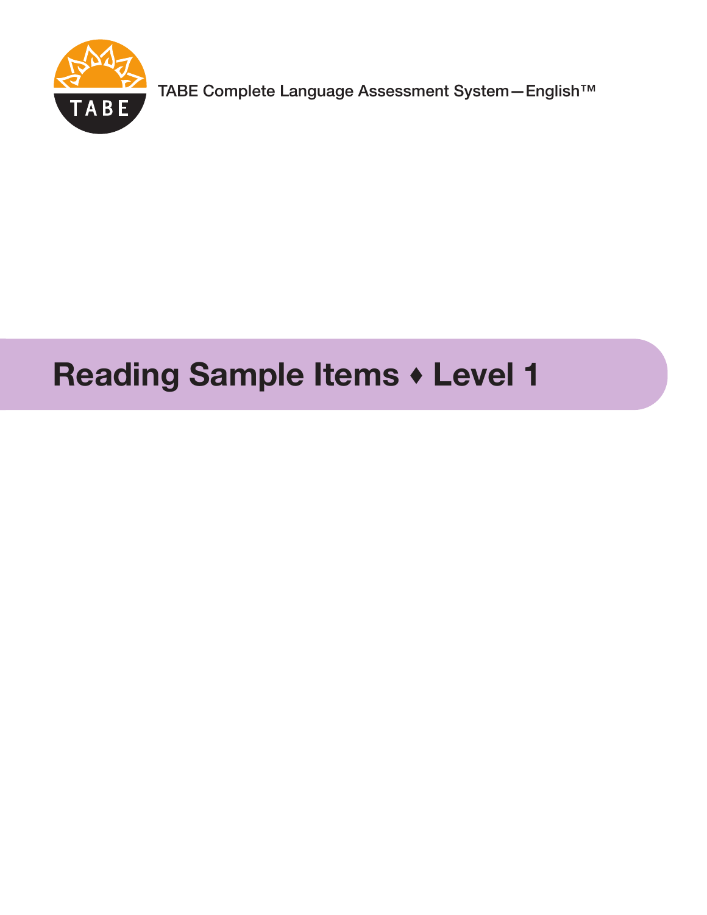TABE Complete Language Assessment System—English™

# Reading Sample Items ♦ Level 1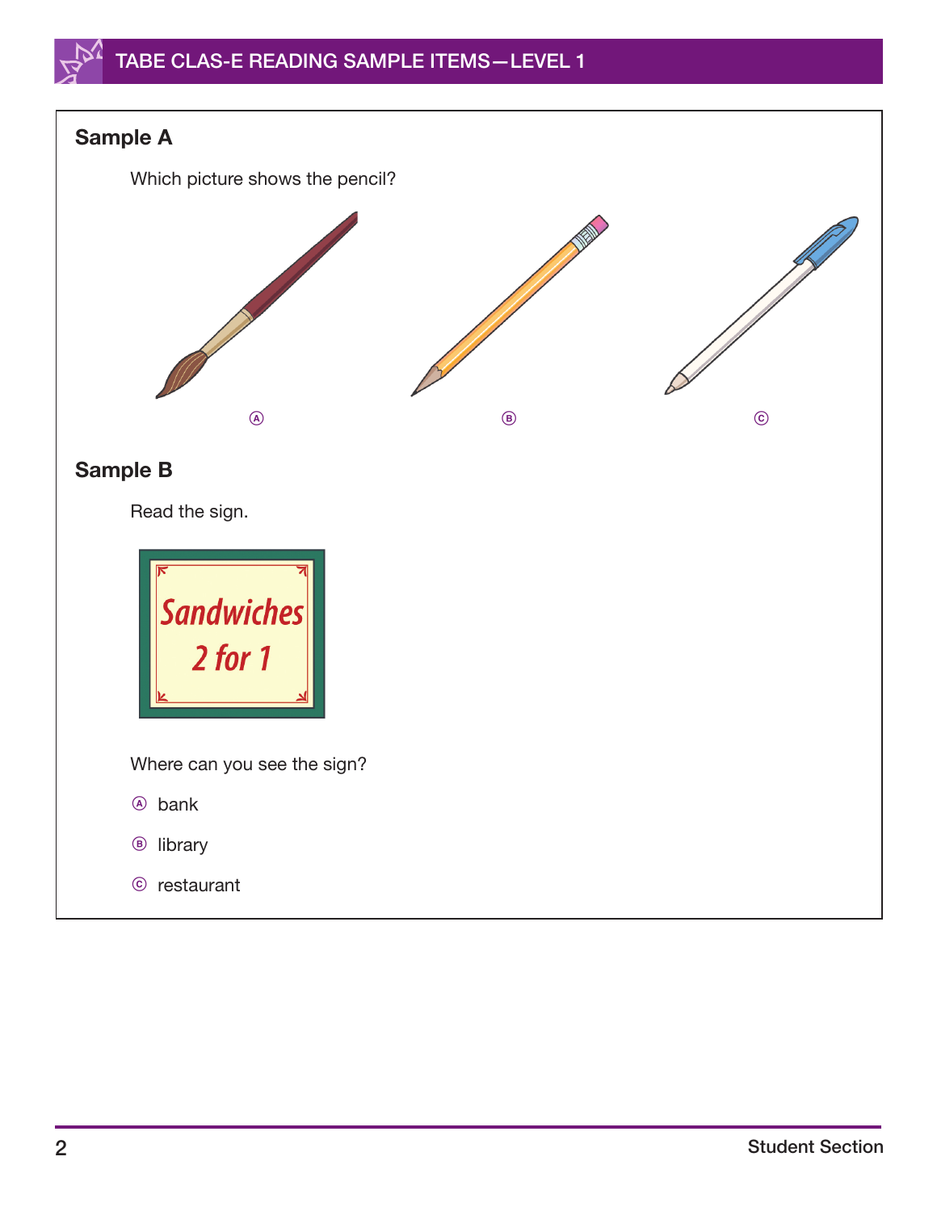## Sample A

Which picture shows the pencil?

Ⓐ Ⓑ Ⓒ

## Sample B

Read the sign.

Sandwiches
2 for 1

Where can you see the sign?

Ⓐ bank

Ⓑ library

Ⓒ restaurant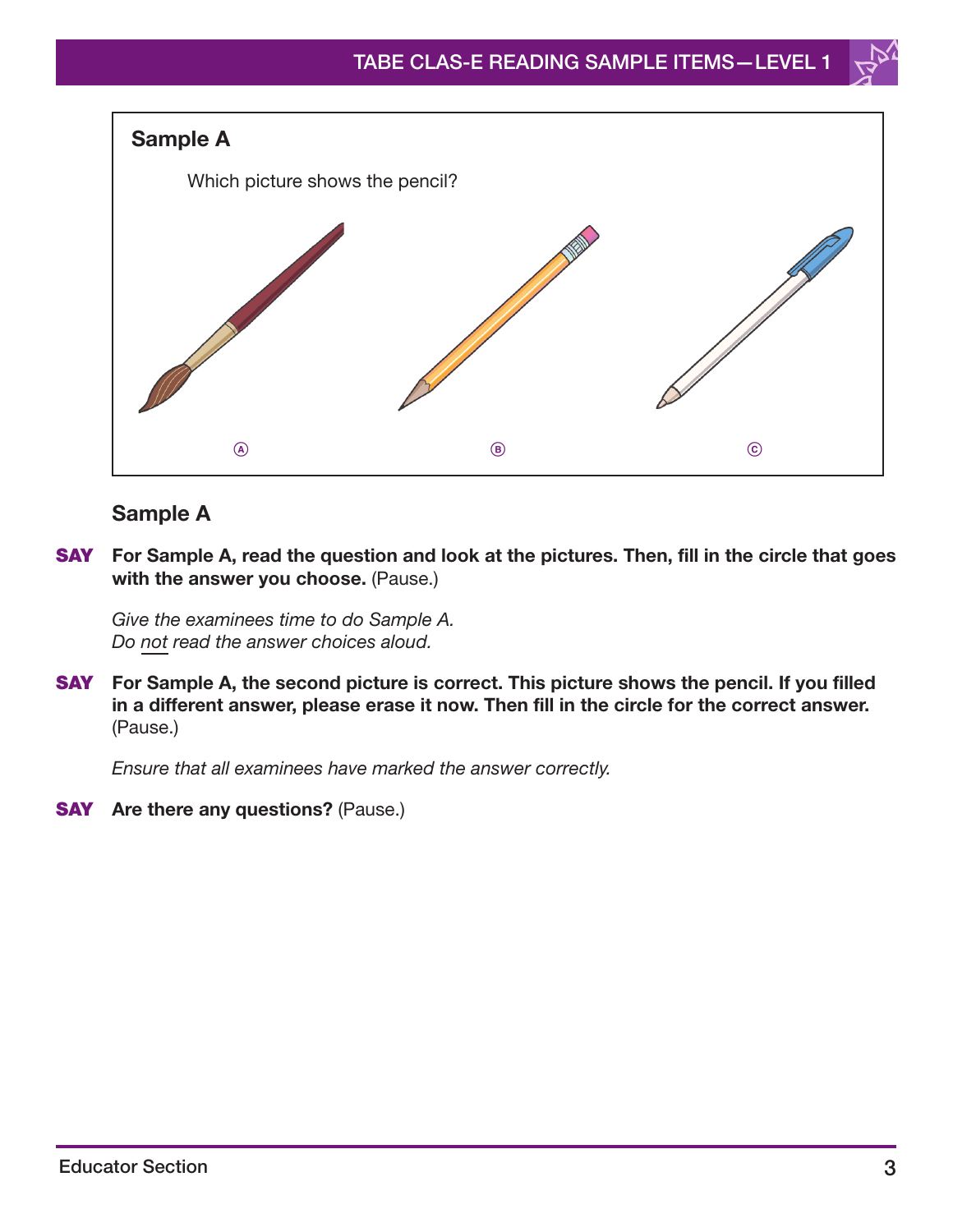## Sample A

Which picture shows the pencil?

Ⓐ Ⓑ Ⓒ

## Sample A

**SAY** **For Sample A, read the question and look at the pictures. Then, fill in the circle that goes with the answer you choose.** (Pause.)

*Give the examinees time to do Sample A.*
*Do not read the answer choices aloud.*

**SAY** **For Sample A, the second picture is correct. This picture shows the pencil. If you filled in a different answer, please erase it now. Then fill in the circle for the correct answer.** (Pause.)

*Ensure that all examinees have marked the answer correctly.*

**SAY** **Are there any questions?** (Pause.)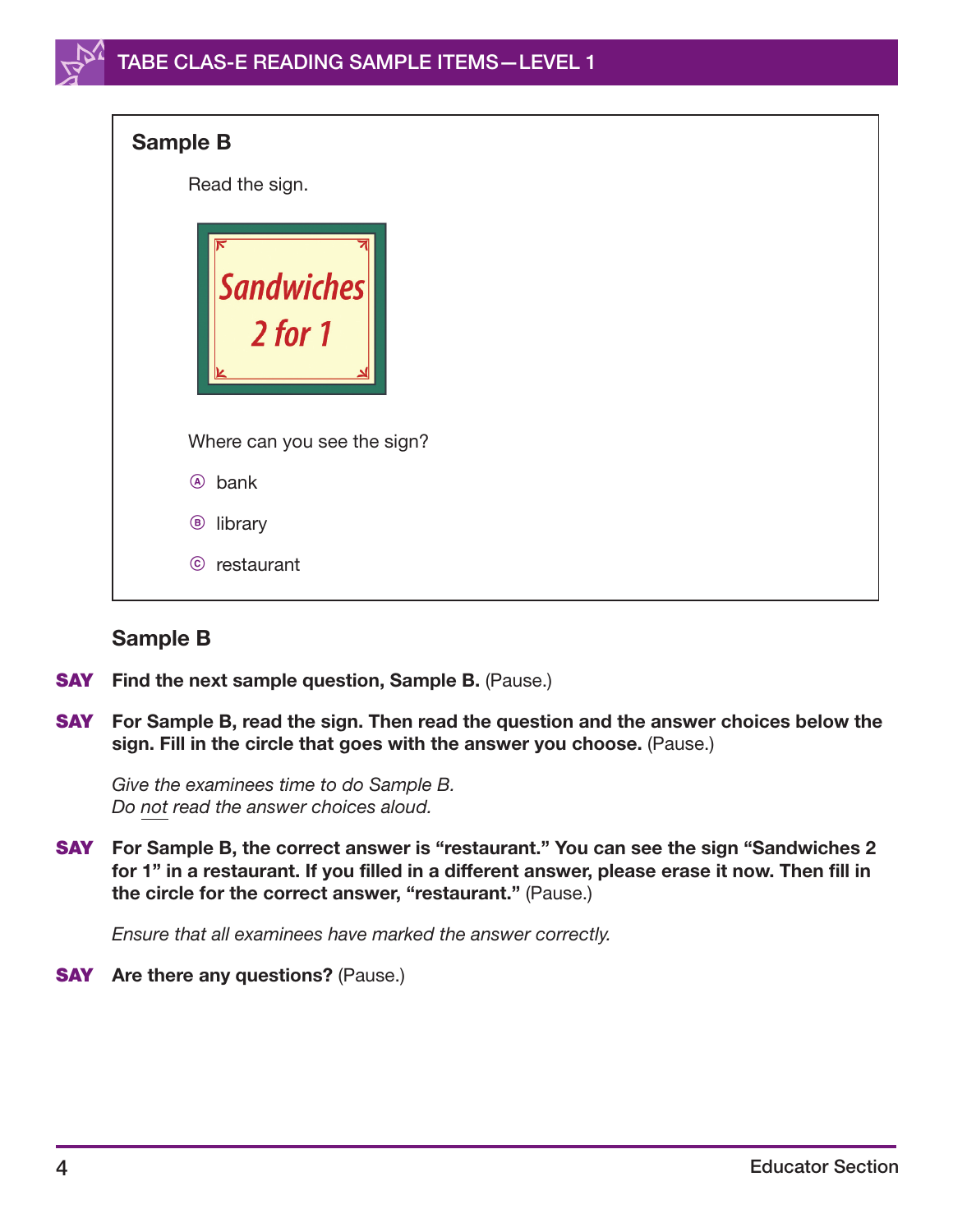### Sample B

Read the sign.

Sandwiches
2 for 1

Where can you see the sign?

Ⓐ bank

Ⓑ library

Ⓒ restaurant

### Sample B

**SAY** **Find the next sample question, Sample B.** (Pause.)

**SAY** **For Sample B, read the sign. Then read the question and the answer choices below the sign. Fill in the circle that goes with the answer you choose.** (Pause.)

*Give the examinees time to do Sample B.*
*Do not read the answer choices aloud.*

**SAY** **For Sample B, the correct answer is "restaurant." You can see the sign "Sandwiches 2 for 1" in a restaurant. If you filled in a different answer, please erase it now. Then fill in the circle for the correct answer, "restaurant."** (Pause.)

*Ensure that all examinees have marked the answer correctly.*

**SAY** **Are there any questions?** (Pause.)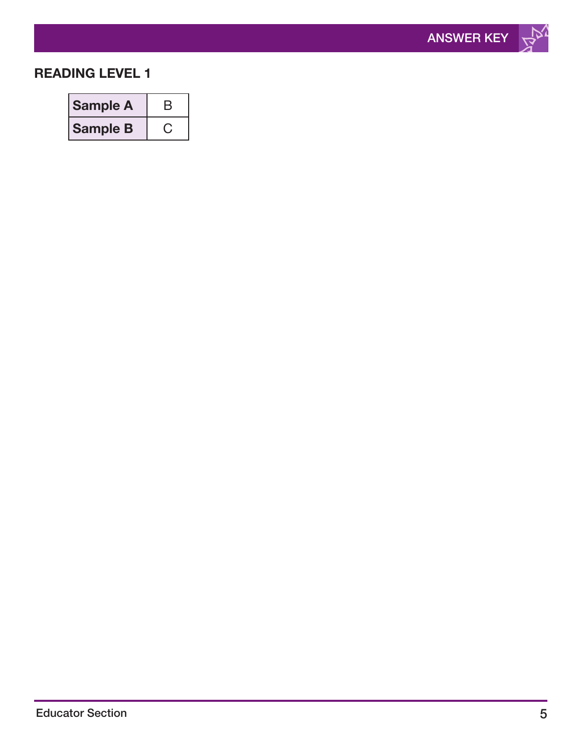## ANSWER KEY

### READING LEVEL 1

| | |
|---|---|
| **Sample A** | B |
| **Sample B** | C |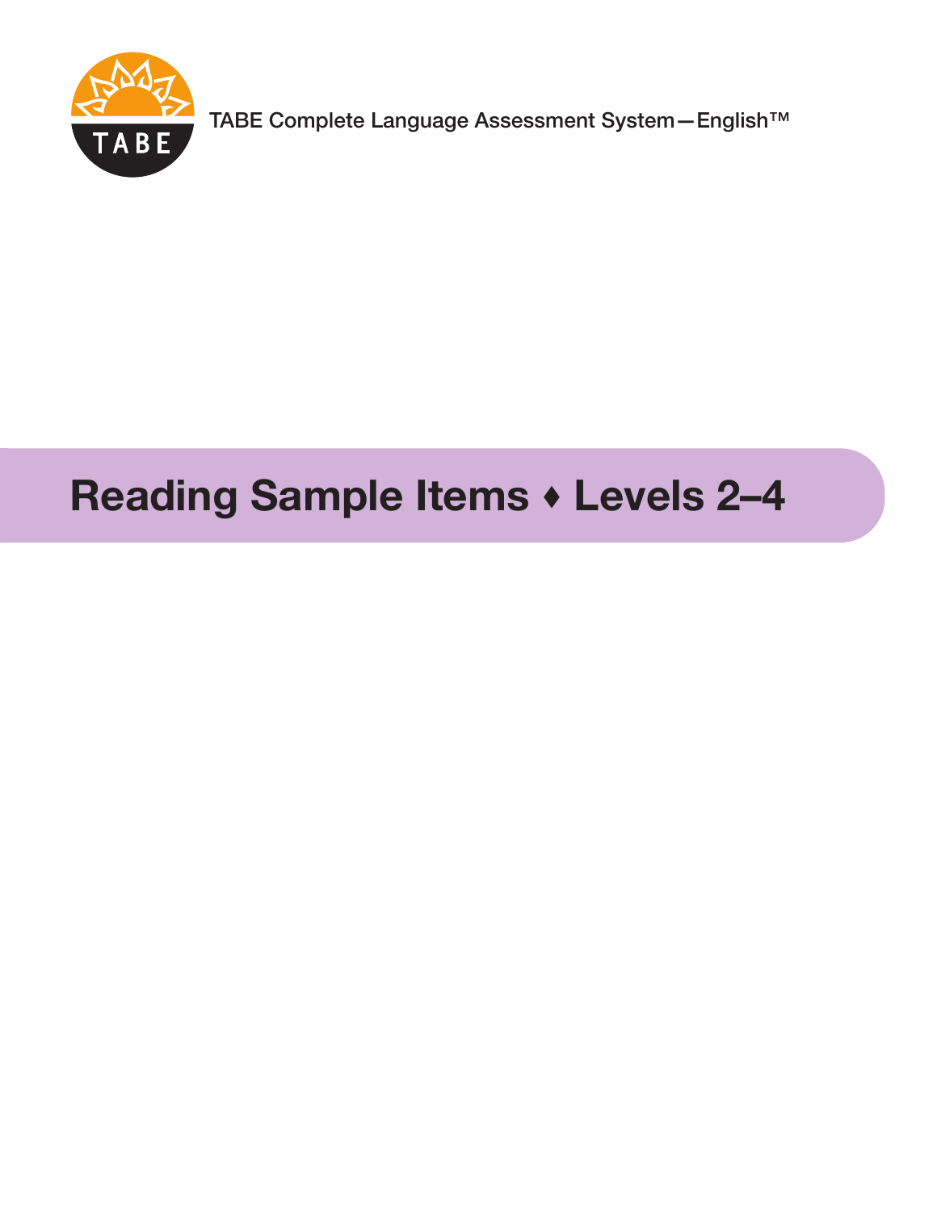TABE Complete Language Assessment System—English™

# Reading Sample Items ♦ Levels 2–4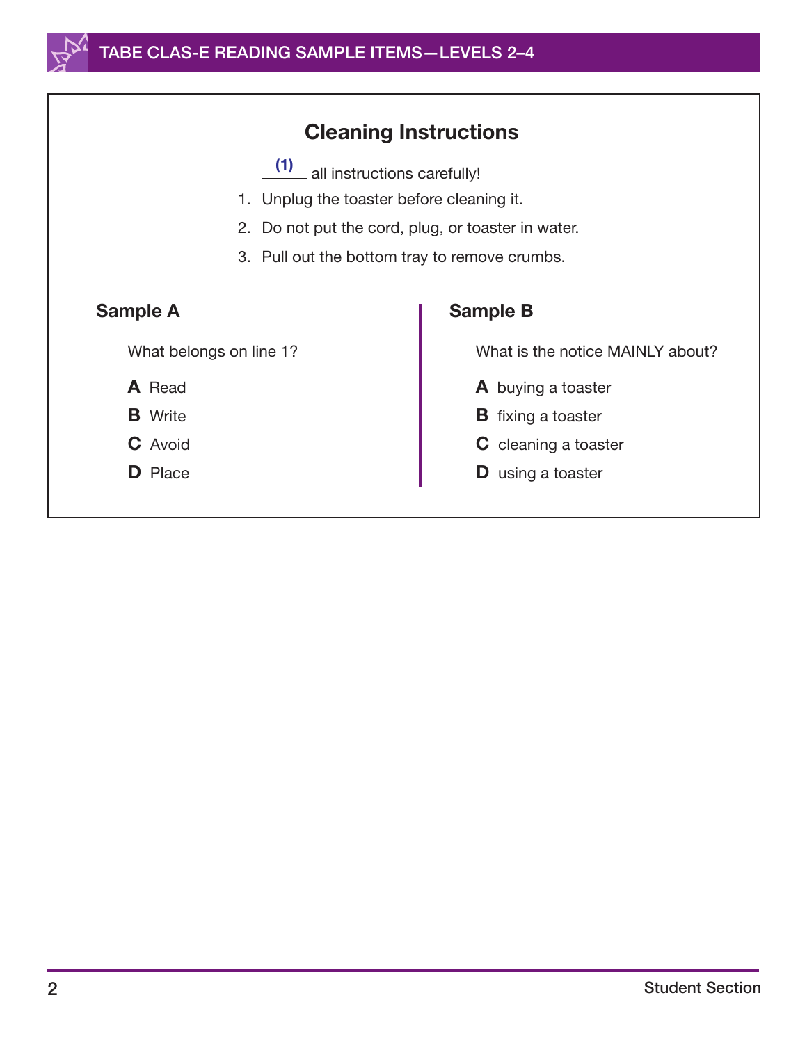## Cleaning Instructions

_**(1)**_ all instructions carefully!

1. Unplug the toaster before cleaning it.
2. Do not put the cord, plug, or toaster in water.
3. Pull out the bottom tray to remove crumbs.

### Sample A

What belongs on line 1?

**A** Read

**B** Write

**C** Avoid

**D** Place

### Sample B

What is the notice MAINLY about?

**A** buying a toaster

**B** fixing a toaster

**C** cleaning a toaster

**D** using a toaster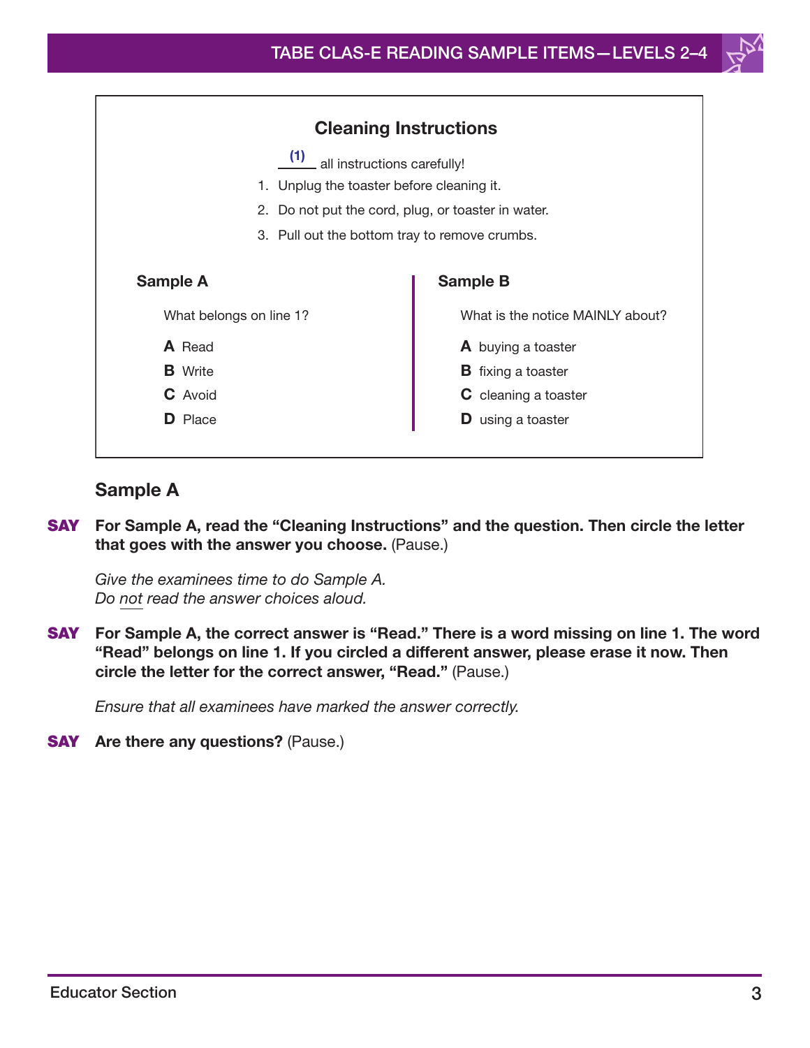## Cleaning Instructions

**(1)** _____ all instructions carefully!

1. Unplug the toaster before cleaning it.
2. Do not put the cord, plug, or toaster in water.
3. Pull out the bottom tray to remove crumbs.

**Sample A**

What belongs on line 1?

**A** Read
**B** Write
**C** Avoid
**D** Place

**Sample B**

What is the notice MAINLY about?

**A** buying a toaster
**B** fixing a toaster
**C** cleaning a toaster
**D** using a toaster

### Sample A

**SAY** **For Sample A, read the "Cleaning Instructions" and the question. Then circle the letter that goes with the answer you choose.** (Pause.)

*Give the examinees time to do Sample A.*
*Do not read the answer choices aloud.*

**SAY** **For Sample A, the correct answer is "Read." There is a word missing on line 1. The word "Read" belongs on line 1. If you circled a different answer, please erase it now. Then circle the letter for the correct answer, "Read."** (Pause.)

*Ensure that all examinees have marked the answer correctly.*

**SAY** **Are there any questions?** (Pause.)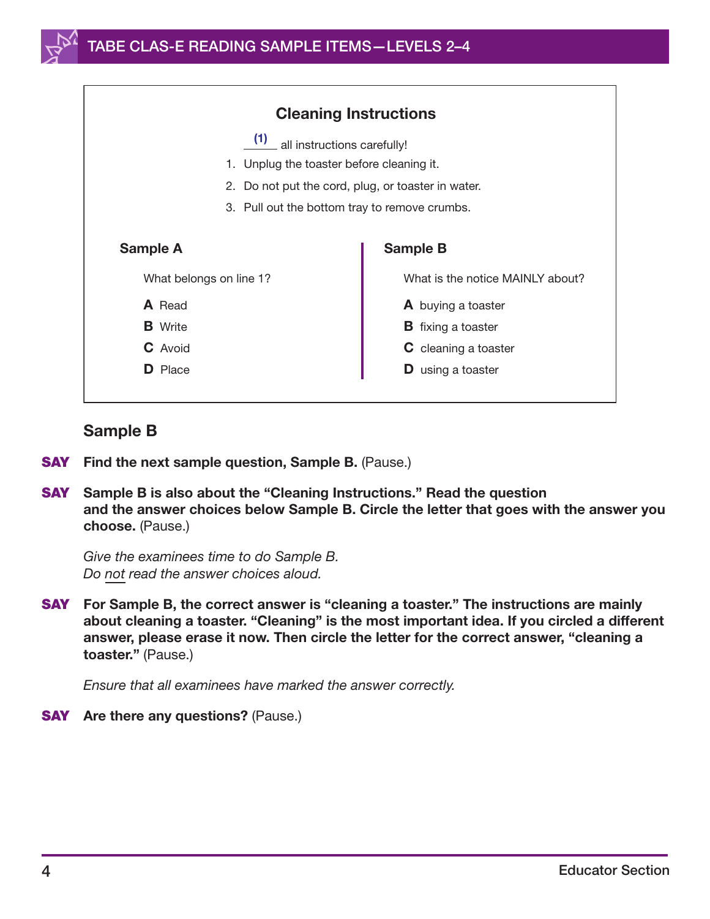### Cleaning Instructions

**(1)** _____ all instructions carefully!

1. Unplug the toaster before cleaning it.
2. Do not put the cord, plug, or toaster in water.
3. Pull out the bottom tray to remove crumbs.

**Sample A**

What belongs on line 1?

**A** Read
**B** Write
**C** Avoid
**D** Place

**Sample B**

What is the notice MAINLY about?

**A** buying a toaster
**B** fixing a toaster
**C** cleaning a toaster
**D** using a toaster

## Sample B

**SAY** **Find the next sample question, Sample B.** (Pause.)

**SAY** **Sample B is also about the "Cleaning Instructions." Read the question and the answer choices below Sample B. Circle the letter that goes with the answer you choose.** (Pause.)

*Give the examinees time to do Sample B.*
*Do not read the answer choices aloud.*

**SAY** **For Sample B, the correct answer is "cleaning a toaster." The instructions are mainly about cleaning a toaster. "Cleaning" is the most important idea. If you circled a different answer, please erase it now. Then circle the letter for the correct answer, "cleaning a toaster."** (Pause.)

*Ensure that all examinees have marked the answer correctly.*

**SAY** **Are there any questions?** (Pause.)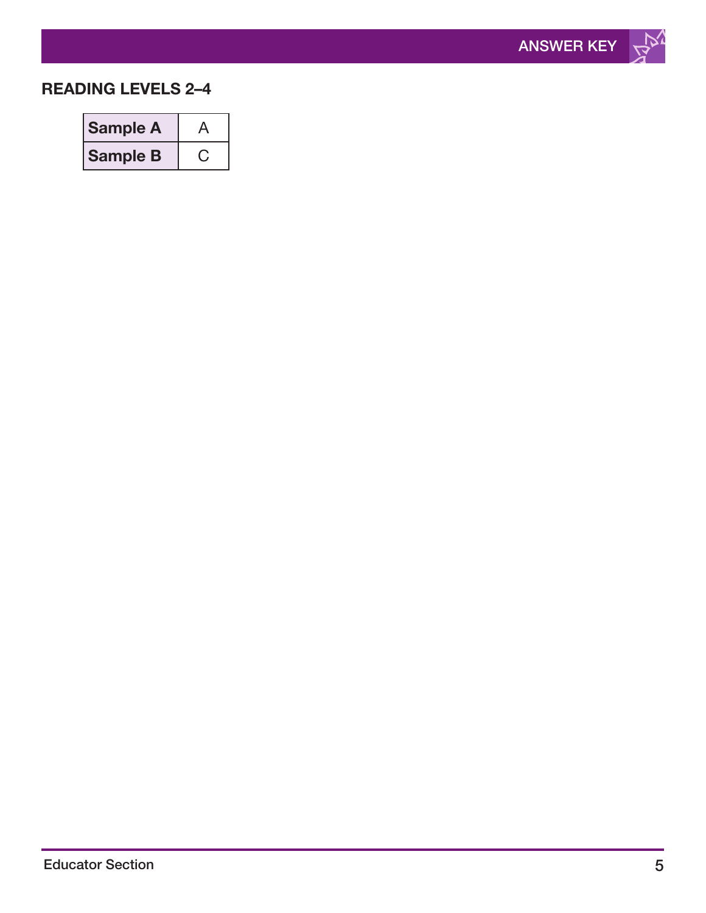## READING LEVELS 2–4

| | |
|---|---|
| **Sample A** | A |
| **Sample B** | C |